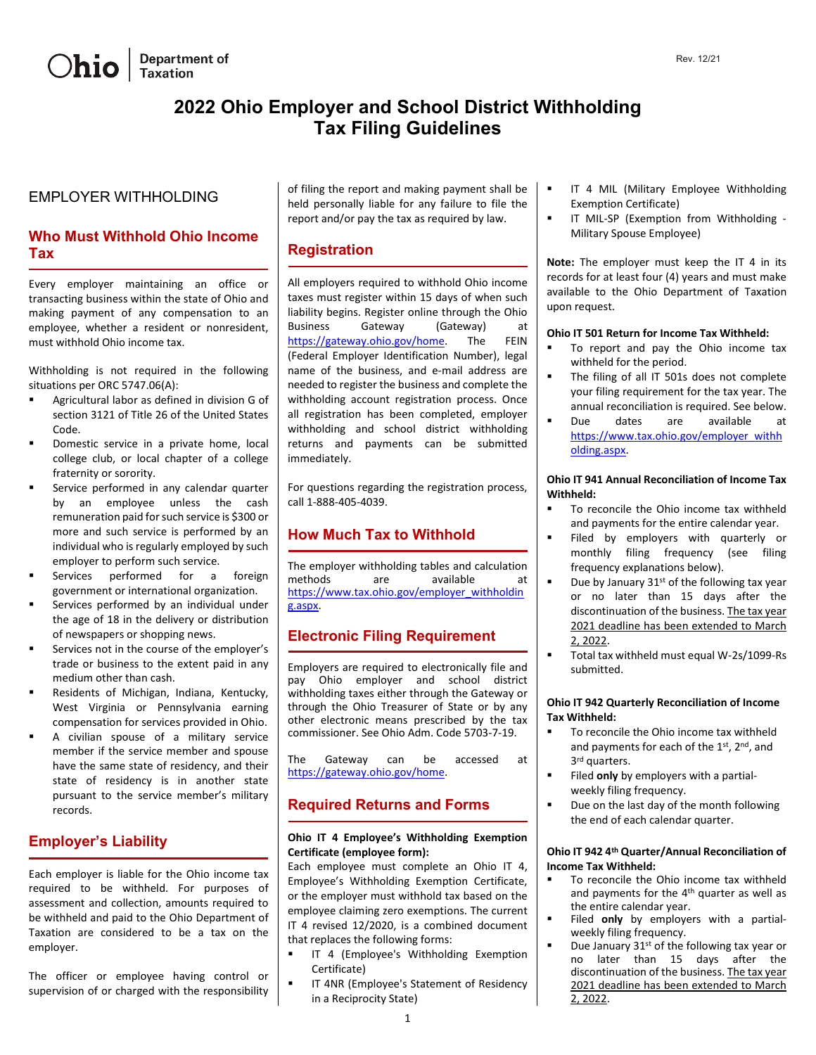Rev. 12/21

# 2022 Ohio Employer and School District Withholding Tax Filing Guidelines

## EMPLOYER WITHHOLDING

### Who Must Withhold Ohio Income Tax

Every employer maintaining an office or transacting business within the state of Ohio and making payment of any compensation to an employee, whether a resident or nonresident, must withhold Ohio income tax.

Withholding is not required in the following situations per ORC 5747.06(A):

- Agricultural labor as defined in division G of section 3121 of Title 26 of the United States Code.
- Domestic service in a private home, local college club, or local chapter of a college fraternity or sorority.
- Service performed in any calendar quarter by an employee unless the cash remuneration paid for such service is $300 or more and such service is performed by an individual who is regularly employed by such employer to perform such service.
- Services performed for a foreign government or international organization.
- Services performed by an individual under the age of 18 in the delivery or distribution of newspapers or shopping news.
- Services not in the course of the employer's trade or business to the extent paid in any medium other than cash.
- Residents of Michigan, Indiana, Kentucky, West Virginia or Pennsylvania earning compensation for services provided in Ohio.
- A civilian spouse of a military service member if the service member and spouse have the same state of residency, and their state of residency is in another state pursuant to the service member's military records.

### Employer's Liability

Each employer is liable for the Ohio income tax required to be withheld. For purposes of assessment and collection, amounts required to be withheld and paid to the Ohio Department of Taxation are considered to be a tax on the employer.

The officer or employee having control or supervision of or charged with the responsibility of filing the report and making payment shall be held personally liable for any failure to file the report and/or pay the tax as required by law.

### Registration

All employers required to withhold Ohio income taxes must register within 15 days of when such liability begins. Register online through the Ohio Business Gateway (Gateway) at https://gateway.ohio.gov/home. The FEIN (Federal Employer Identification Number), legal name of the business, and e-mail address are needed to register the business and complete the withholding account registration process. Once all registration has been completed, employer withholding and school district withholding returns and payments can be submitted immediately.

For questions regarding the registration process, call 1-888-405-4039.

### How Much Tax to Withhold

The employer withholding tables and calculation methods are available at https://www.tax.ohio.gov/employer_withholding.aspx.

### Electronic Filing Requirement

Employers are required to electronically file and pay Ohio employer and school district withholding taxes either through the Gateway or through the Ohio Treasurer of State or by any other electronic means prescribed by the tax commissioner. See Ohio Adm. Code 5703-7-19.

The Gateway can be accessed at https://gateway.ohio.gov/home.

### Required Returns and Forms

**Ohio IT 4 Employee's Withholding Exemption Certificate (employee form):**
Each employee must complete an Ohio IT 4, Employee's Withholding Exemption Certificate, or the employer must withhold tax based on the employee claiming zero exemptions. The current IT 4 revised 12/2020, is a combined document that replaces the following forms:

- IT 4 (Employee's Withholding Exemption Certificate)
- IT 4NR (Employee's Statement of Residency in a Reciprocity State)
- IT 4 MIL (Military Employee Withholding Exemption Certificate)
- IT MIL-SP (Exemption from Withholding - Military Spouse Employee)

**Note:** The employer must keep the IT 4 in its records for at least four (4) years and must make available to the Ohio Department of Taxation upon request.

**Ohio IT 501 Return for Income Tax Withheld:**

- To report and pay the Ohio income tax withheld for the period.
- The filing of all IT 501s does not complete your filing requirement for the tax year. The annual reconciliation is required. See below.
- Due dates are available at https://www.tax.ohio.gov/employer_withholding.aspx.

**Ohio IT 941 Annual Reconciliation of Income Tax Withheld:**

- To reconcile the Ohio income tax withheld and payments for the entire calendar year.
- Filed by employers with quarterly or monthly filing frequency (see filing frequency explanations below).
- Due by January 31st of the following tax year or no later than 15 days after the discontinuation of the business. The tax year 2021 deadline has been extended to March 2, 2022.
- Total tax withheld must equal W-2s/1099-Rs submitted.

**Ohio IT 942 Quarterly Reconciliation of Income Tax Withheld:**

- To reconcile the Ohio income tax withheld and payments for each of the 1st, 2nd, and 3rd quarters.
- Filed **only** by employers with a partial-weekly filing frequency.
- Due on the last day of the month following the end of each calendar quarter.

**Ohio IT 942 4th Quarter/Annual Reconciliation of Income Tax Withheld:**

- To reconcile the Ohio income tax withheld and payments for the 4th quarter as well as the entire calendar year.
- Filed **only** by employers with a partial-weekly filing frequency.
- Due January 31st of the following tax year or no later than 15 days after the discontinuation of the business. The tax year 2021 deadline has been extended to March 2, 2022.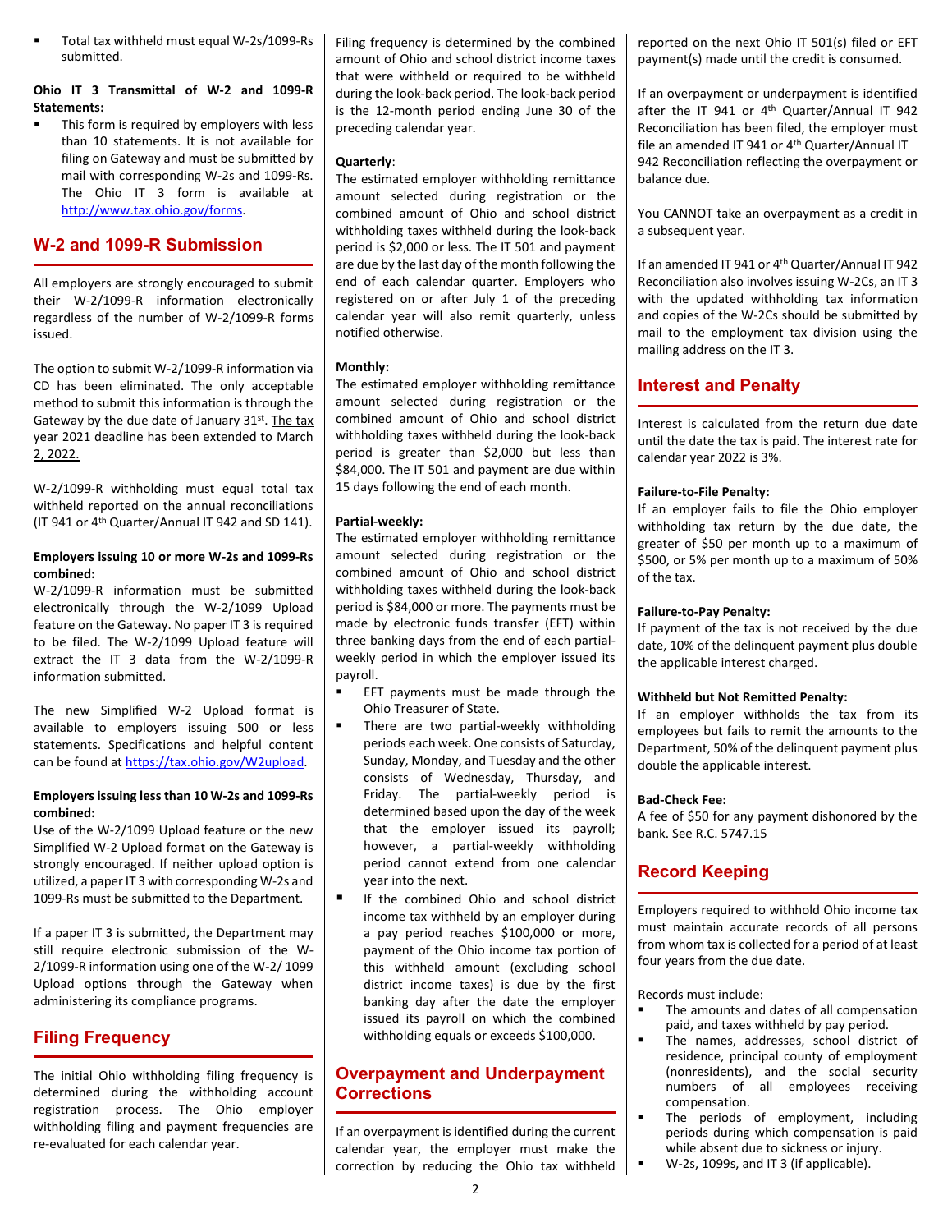- Total tax withheld must equal W-2s/1099-Rs submitted.

**Ohio IT 3 Transmittal of W-2 and 1099-R Statements:**

- This form is required by employers with less than 10 statements. It is not available for filing on Gateway and must be submitted by mail with corresponding W-2s and 1099-Rs. The Ohio IT 3 form is available at http://www.tax.ohio.gov/forms.

## W-2 and 1099-R Submission

All employers are strongly encouraged to submit their W-2/1099-R information electronically regardless of the number of W-2/1099-R forms issued.

The option to submit W-2/1099-R information via CD has been eliminated. The only acceptable method to submit this information is through the Gateway by the due date of January 31st. The tax year 2021 deadline has been extended to March 2, 2022.

W-2/1099-R withholding must equal total tax withheld reported on the annual reconciliations (IT 941 or 4th Quarter/Annual IT 942 and SD 141).

**Employers issuing 10 or more W-2s and 1099-Rs combined:**
W-2/1099-R information must be submitted electronically through the W-2/1099 Upload feature on the Gateway. No paper IT 3 is required to be filed. The W-2/1099 Upload feature will extract the IT 3 data from the W-2/1099-R information submitted.

The new Simplified W-2 Upload format is available to employers issuing 500 or less statements. Specifications and helpful content can be found at https://tax.ohio.gov/W2upload.

**Employers issuing less than 10 W-2s and 1099-Rs combined:**
Use of the W-2/1099 Upload feature or the new Simplified W-2 Upload format on the Gateway is strongly encouraged. If neither upload option is utilized, a paper IT 3 with corresponding W-2s and 1099-Rs must be submitted to the Department.

If a paper IT 3 is submitted, the Department may still require electronic submission of the W-2/1099-R information using one of the W-2/ 1099 Upload options through the Gateway when administering its compliance programs.

## Filing Frequency

The initial Ohio withholding filing frequency is determined during the withholding account registration process. The Ohio employer withholding filing and payment frequencies are re-evaluated for each calendar year.

Filing frequency is determined by the combined amount of Ohio and school district income taxes that were withheld or required to be withheld during the look-back period. The look-back period is the 12-month period ending June 30 of the preceding calendar year.

**Quarterly**:
The estimated employer withholding remittance amount selected during registration or the combined amount of Ohio and school district withholding taxes withheld during the look-back period is $2,000 or less. The IT 501 and payment are due by the last day of the month following the end of each calendar quarter. Employers who registered on or after July 1 of the preceding calendar year will also remit quarterly, unless notified otherwise.

**Monthly:**
The estimated employer withholding remittance amount selected during registration or the combined amount of Ohio and school district withholding taxes withheld during the look-back period is greater than $2,000 but less than $84,000. The IT 501 and payment are due within 15 days following the end of each month.

**Partial-weekly:**
The estimated employer withholding remittance amount selected during registration or the combined amount of Ohio and school district withholding taxes withheld during the look-back period is $84,000 or more. The payments must be made by electronic funds transfer (EFT) within three banking days from the end of each partial-weekly period in which the employer issued its payroll.

- EFT payments must be made through the Ohio Treasurer of State.
- There are two partial-weekly withholding periods each week. One consists of Saturday, Sunday, Monday, and Tuesday and the other consists of Wednesday, Thursday, and Friday. The partial-weekly period is determined based upon the day of the week that the employer issued its payroll; however, a partial-weekly withholding period cannot extend from one calendar year into the next.
- If the combined Ohio and school district income tax withheld by an employer during a pay period reaches $100,000 or more, payment of the Ohio income tax portion of this withheld amount (excluding school district income taxes) is due by the first banking day after the date the employer issued its payroll on which the combined withholding equals or exceeds $100,000.

## Overpayment and Underpayment Corrections

If an overpayment is identified during the current calendar year, the employer must make the correction by reducing the Ohio tax withheld reported on the next Ohio IT 501(s) filed or EFT payment(s) made until the credit is consumed.

If an overpayment or underpayment is identified after the IT 941 or 4th Quarter/Annual IT 942 Reconciliation has been filed, the employer must file an amended IT 941 or 4th Quarter/Annual IT 942 Reconciliation reflecting the overpayment or balance due.

You CANNOT take an overpayment as a credit in a subsequent year.

If an amended IT 941 or 4th Quarter/Annual IT 942 Reconciliation also involves issuing W-2Cs, an IT 3 with the updated withholding tax information and copies of the W-2Cs should be submitted by mail to the employment tax division using the mailing address on the IT 3.

## Interest and Penalty

Interest is calculated from the return due date until the date the tax is paid. The interest rate for calendar year 2022 is 3%.

**Failure-to-File Penalty:**
If an employer fails to file the Ohio employer withholding tax return by the due date, the greater of $50 per month up to a maximum of $500, or 5% per month up to a maximum of 50% of the tax.

**Failure-to-Pay Penalty:**
If payment of the tax is not received by the due date, 10% of the delinquent payment plus double the applicable interest charged.

**Withheld but Not Remitted Penalty:**
If an employer withholds the tax from its employees but fails to remit the amounts to the Department, 50% of the delinquent payment plus double the applicable interest.

**Bad-Check Fee:**
A fee of $50 for any payment dishonored by the bank. See R.C. 5747.15

## Record Keeping

Employers required to withhold Ohio income tax must maintain accurate records of all persons from whom tax is collected for a period of at least four years from the due date.

Records must include:

- The amounts and dates of all compensation paid, and taxes withheld by pay period.
- The names, addresses, school district of residence, principal county of employment (nonresidents), and the social security numbers of all employees receiving compensation.
- The periods of employment, including periods during which compensation is paid while absent due to sickness or injury.
- W-2s, 1099s, and IT 3 (if applicable).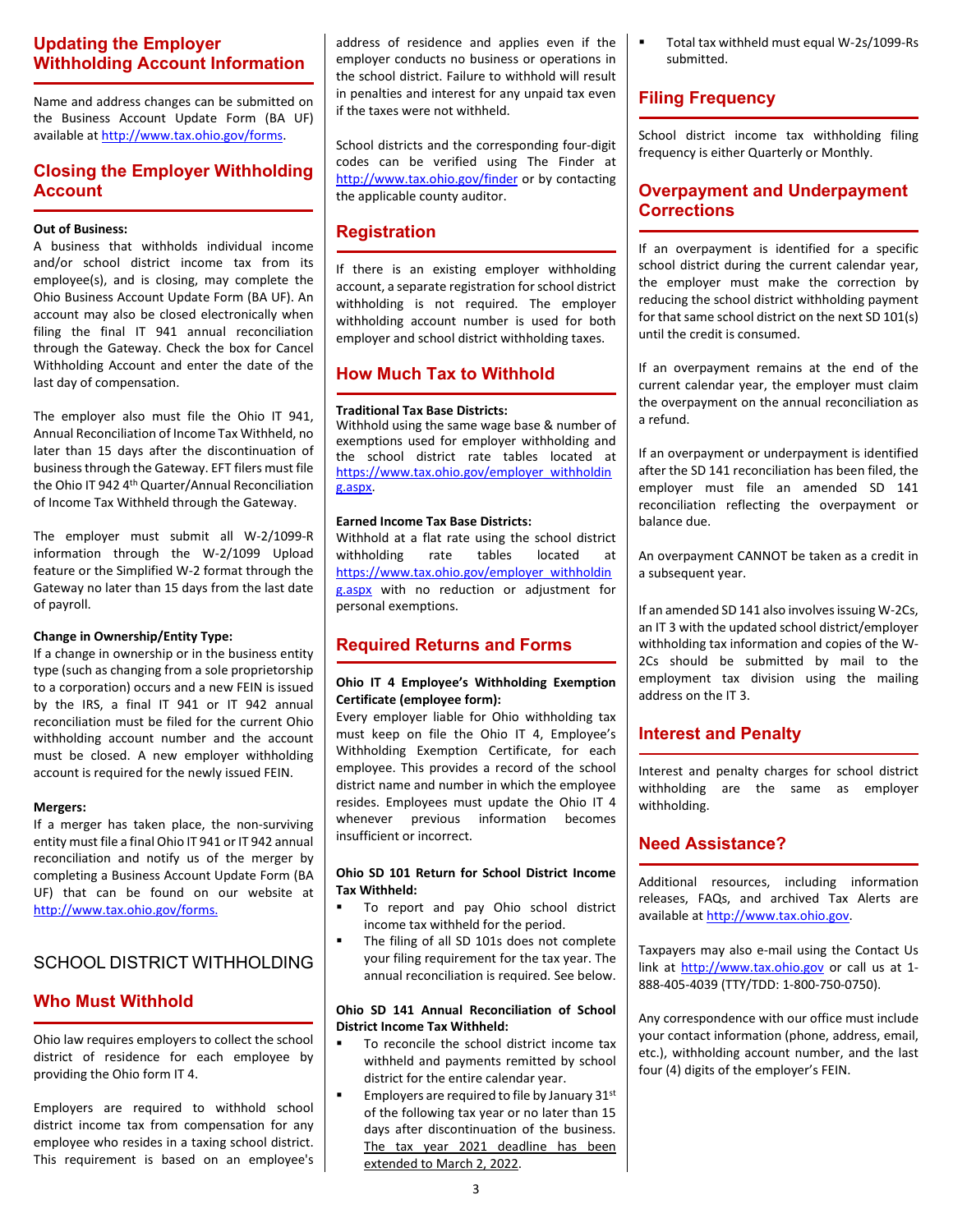## Updating the Employer Withholding Account Information

Name and address changes can be submitted on the Business Account Update Form (BA UF) available at http://www.tax.ohio.gov/forms.

## Closing the Employer Withholding Account

**Out of Business:**
A business that withholds individual income and/or school district income tax from its employee(s), and is closing, may complete the Ohio Business Account Update Form (BA UF). An account may also be closed electronically when filing the final IT 941 annual reconciliation through the Gateway. Check the box for Cancel Withholding Account and enter the date of the last day of compensation.

The employer also must file the Ohio IT 941, Annual Reconciliation of Income Tax Withheld, no later than 15 days after the discontinuation of business through the Gateway. EFT filers must file the Ohio IT 942 4th Quarter/Annual Reconciliation of Income Tax Withheld through the Gateway.

The employer must submit all W-2/1099-R information through the W-2/1099 Upload feature or the Simplified W-2 format through the Gateway no later than 15 days from the last date of payroll.

**Change in Ownership/Entity Type:**
If a change in ownership or in the business entity type (such as changing from a sole proprietorship to a corporation) occurs and a new FEIN is issued by the IRS, a final IT 941 or IT 942 annual reconciliation must be filed for the current Ohio withholding account number and the account must be closed. A new employer withholding account is required for the newly issued FEIN.

**Mergers:**
If a merger has taken place, the non-surviving entity must file a final Ohio IT 941 or IT 942 annual reconciliation and notify us of the merger by completing a Business Account Update Form (BA UF) that can be found on our website at http://www.tax.ohio.gov/forms.

# SCHOOL DISTRICT WITHHOLDING

## Who Must Withhold

Ohio law requires employers to collect the school district of residence for each employee by providing the Ohio form IT 4.

Employers are required to withhold school district income tax from compensation for any employee who resides in a taxing school district. This requirement is based on an employee's address of residence and applies even if the employer conducts no business or operations in the school district. Failure to withhold will result in penalties and interest for any unpaid tax even if the taxes were not withheld.

School districts and the corresponding four-digit codes can be verified using The Finder at http://www.tax.ohio.gov/finder or by contacting the applicable county auditor.

## Registration

If there is an existing employer withholding account, a separate registration for school district withholding is not required. The employer withholding account number is used for both employer and school district withholding taxes.

## How Much Tax to Withhold

**Traditional Tax Base Districts:**
Withhold using the same wage base & number of exemptions used for employer withholding and the school district rate tables located at https://www.tax.ohio.gov/employer_withholding.aspx.

**Earned Income Tax Base Districts:**
Withhold at a flat rate using the school district withholding rate tables located at https://www.tax.ohio.gov/employer_withholding.aspx with no reduction or adjustment for personal exemptions.

## Required Returns and Forms

**Ohio IT 4 Employee's Withholding Exemption Certificate (employee form):**
Every employer liable for Ohio withholding tax must keep on file the Ohio IT 4, Employee's Withholding Exemption Certificate, for each employee. This provides a record of the school district name and number in which the employee resides. Employees must update the Ohio IT 4 whenever previous information becomes insufficient or incorrect.

**Ohio SD 101 Return for School District Income Tax Withheld:**
- To report and pay Ohio school district income tax withheld for the period.
- The filing of all SD 101s does not complete your filing requirement for the tax year. The annual reconciliation is required. See below.

**Ohio SD 141 Annual Reconciliation of School District Income Tax Withheld:**
- To reconcile the school district income tax withheld and payments remitted by school district for the entire calendar year.
- Employers are required to file by January 31st of the following tax year or no later than 15 days after discontinuation of the business. The tax year 2021 deadline has been extended to March 2, 2022.
- Total tax withheld must equal W-2s/1099-Rs submitted.

## Filing Frequency

School district income tax withholding filing frequency is either Quarterly or Monthly.

## Overpayment and Underpayment Corrections

If an overpayment is identified for a specific school district during the current calendar year, the employer must make the correction by reducing the school district withholding payment for that same school district on the next SD 101(s) until the credit is consumed.

If an overpayment remains at the end of the current calendar year, the employer must claim the overpayment on the annual reconciliation as a refund.

If an overpayment or underpayment is identified after the SD 141 reconciliation has been filed, the employer must file an amended SD 141 reconciliation reflecting the overpayment or balance due.

An overpayment CANNOT be taken as a credit in a subsequent year.

If an amended SD 141 also involves issuing W-2Cs, an IT 3 with the updated school district/employer withholding tax information and copies of the W-2Cs should be submitted by mail to the employment tax division using the mailing address on the IT 3.

## Interest and Penalty

Interest and penalty charges for school district withholding are the same as employer withholding.

## Need Assistance?

Additional resources, including information releases, FAQs, and archived Tax Alerts are available at http://www.tax.ohio.gov.

Taxpayers may also e-mail using the Contact Us link at http://www.tax.ohio.gov or call us at 1-888-405-4039 (TTY/TDD: 1-800-750-0750).

Any correspondence with our office must include your contact information (phone, address, email, etc.), withholding account number, and the last four (4) digits of the employer's FEIN.